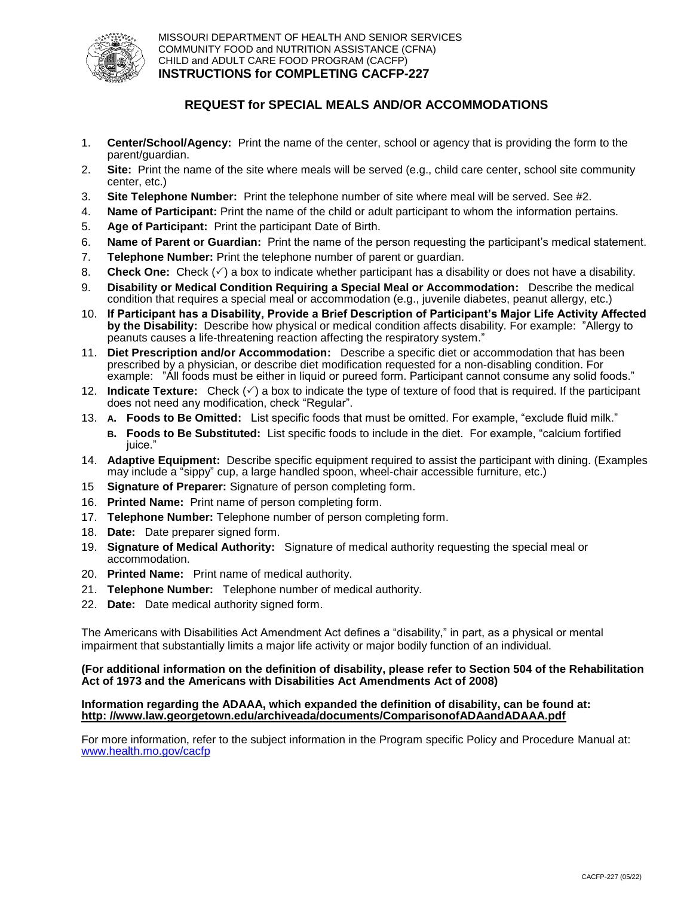MISSOURI DEPARTMENT OF HEALTH AND SENIOR SERVICES
COMMUNITY FOOD and NUTRITION ASSISTANCE (CFNA)
CHILD and ADULT CARE FOOD PROGRAM (CACFP)
**INSTRUCTIONS for COMPLETING CACFP-227**

# REQUEST for SPECIAL MEALS AND/OR ACCOMMODATIONS

1. **Center/School/Agency:** Print the name of the center, school or agency that is providing the form to the parent/guardian.
2. **Site:** Print the name of the site where meals will be served (e.g., child care center, school site community center, etc.)
3. **Site Telephone Number:** Print the telephone number of site where meal will be served. See #2.
4. **Name of Participant:** Print the name of the child or adult participant to whom the information pertains.
5. **Age of Participant:** Print the participant Date of Birth.
6. **Name of Parent or Guardian:** Print the name of the person requesting the participant's medical statement.
7. **Telephone Number:** Print the telephone number of parent or guardian.
8. **Check One:** Check (✓) a box to indicate whether participant has a disability or does not have a disability.
9. **Disability or Medical Condition Requiring a Special Meal or Accommodation:** Describe the medical condition that requires a special meal or accommodation (e.g., juvenile diabetes, peanut allergy, etc.)
10. **If Participant has a Disability, Provide a Brief Description of Participant's Major Life Activity Affected by the Disability:** Describe how physical or medical condition affects disability. For example: "Allergy to peanuts causes a life-threatening reaction affecting the respiratory system."
11. **Diet Prescription and/or Accommodation:** Describe a specific diet or accommodation that has been prescribed by a physician, or describe diet modification requested for a non-disabling condition. For example: "All foods must be either in liquid or pureed form. Participant cannot consume any solid foods."
12. **Indicate Texture:** Check (✓) a box to indicate the type of texture of food that is required. If the participant does not need any modification, check "Regular".
13. **A. Foods to Be Omitted:** List specific foods that must be omitted. For example, "exclude fluid milk."
    **B. Foods to Be Substituted:** List specific foods to include in the diet. For example, "calcium fortified juice."
14. **Adaptive Equipment:** Describe specific equipment required to assist the participant with dining. (Examples may include a "sippy" cup, a large handled spoon, wheel-chair accessible furniture, etc.)
15. **Signature of Preparer:** Signature of person completing form.
16. **Printed Name:** Print name of person completing form.
17. **Telephone Number:** Telephone number of person completing form.
18. **Date:** Date preparer signed form.
19. **Signature of Medical Authority:** Signature of medical authority requesting the special meal or accommodation.
20. **Printed Name:** Print name of medical authority.
21. **Telephone Number:** Telephone number of medical authority.
22. **Date:** Date medical authority signed form.

The Americans with Disabilities Act Amendment Act defines a "disability," in part, as a physical or mental impairment that substantially limits a major life activity or major bodily function of an individual.

**(For additional information on the definition of disability, please refer to Section 504 of the Rehabilitation Act of 1973 and the Americans with Disabilities Act Amendments Act of 2008)**

**Information regarding the ADAAA, which expanded the definition of disability, can be found at: http: //www.law.georgetown.edu/archiveada/documents/ComparisonofADAandADAAA.pdf**

For more information, refer to the subject information in the Program specific Policy and Procedure Manual at: www.health.mo.gov/cacfp

CACFP-227 (05/22)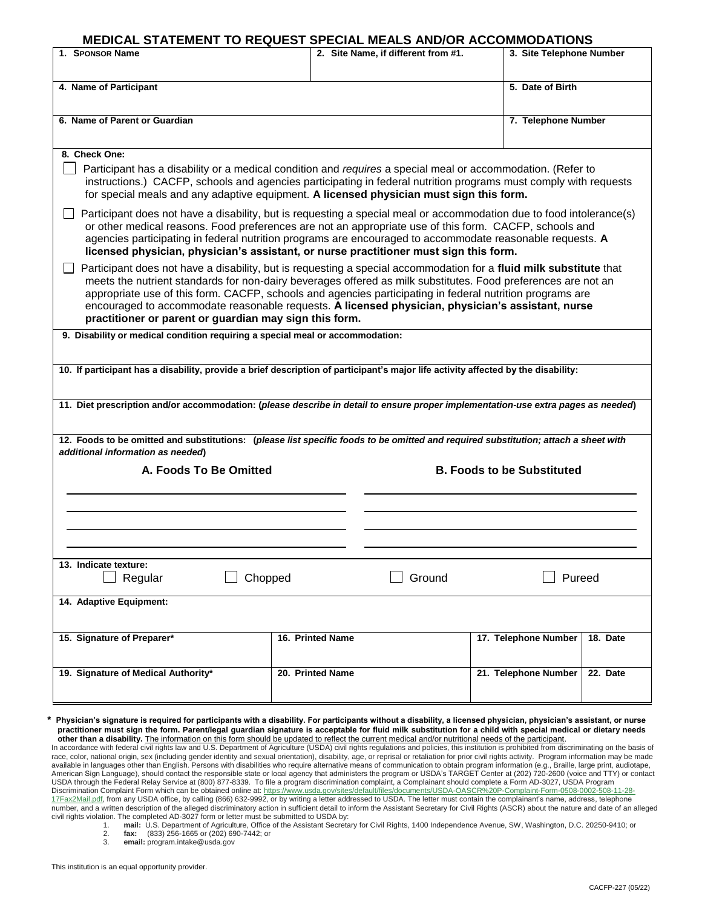# MEDICAL STATEMENT TO REQUEST SPECIAL MEALS AND/OR ACCOMMODATIONS

| 1. SPONSOR Name | 2. Site Name, if different from #1. | 3. Site Telephone Number |
|---|---|---|
| | | |

| 4. Name of Participant | 5. Date of Birth |
|---|---|
| | |

| 6. Name of Parent or Guardian | 7. Telephone Number |
|---|---|
| | |

**8. Check One:**

☐ Participant has a disability or a medical condition and *requires* a special meal or accommodation. (Refer to instructions.) CACFP, schools and agencies participating in federal nutrition programs must comply with requests for special meals and any adaptive equipment. **A licensed physician must sign this form.**

☐ Participant does not have a disability, but is requesting a special meal or accommodation due to food intolerance(s) or other medical reasons. Food preferences are not an appropriate use of this form. CACFP, schools and agencies participating in federal nutrition programs are encouraged to accommodate reasonable requests. **A licensed physician, physician's assistant, or nurse practitioner must sign this form.**

☐ Participant does not have a disability, but is requesting a special accommodation for a **fluid milk substitute** that meets the nutrient standards for non-dairy beverages offered as milk substitutes. Food preferences are not an appropriate use of this form. CACFP, schools and agencies participating in federal nutrition programs are encouraged to accommodate reasonable requests. **A licensed physician, physician's assistant, nurse practitioner or parent or guardian may sign this form.**

**9. Disability or medical condition requiring a special meal or accommodation:**

**10. If participant has a disability, provide a brief description of participant's major life activity affected by the disability:**

**11. Diet prescription and/or accommodation: (*please describe in detail to ensure proper implementation-use extra pages as needed*)**

**12. Foods to be omitted and substitutions: (*please list specific foods to be omitted and required substitution; attach a sheet with additional information as needed*)**

| A. Foods To Be Omitted | B. Foods to be Substituted |
|---|---|
| | |
| | |
| | |
| | |

**13. Indicate texture:**

☐ Regular ☐ Chopped ☐ Ground ☐ Pureed

**14. Adaptive Equipment:**

| 15. Signature of Preparer* | 16. Printed Name | 17. Telephone Number | 18. Date |
|---|---|---|---|
| | | | |
| **19. Signature of Medical Authority*** | **20. Printed Name** | **21. Telephone Number** | **22. Date** |
| | | | |

**\* Physician's signature is required for participants with a disability. For participants without a disability, a licensed physician, physician's assistant, or nurse practitioner must sign the form. Parent/legal guardian signature is acceptable for fluid milk substitution for a child with special medical or dietary needs other than a disability.** The information on this form should be updated to reflect the current medical and/or nutritional needs of the participant.

In accordance with federal civil rights law and U.S. Department of Agriculture (USDA) civil rights regulations and policies, this institution is prohibited from discriminating on the basis of race, color, national origin, sex (including gender identity and sexual orientation), disability, age, or reprisal or retaliation for prior civil rights activity. Program information may be made available in languages other than English. Persons with disabilities who require alternative means of communication to obtain program information (e.g., Braille, large print, audiotape, American Sign Language), should contact the responsible state or local agency that administers the program or USDA's TARGET Center at (202) 720-2600 (voice and TTY) or contact USDA through the Federal Relay Service at (800) 877-8339. To file a program discrimination complaint, a Complainant should complete a Form AD-3027, USDA Program Discrimination Complaint Form which can be obtained online at: https://www.usda.gov/sites/default/files/documents/USDA-OASCR%20P-Complaint-Form-0508-0002-508-11-28-17Fax2Mail.pdf, from any USDA office, by calling (866) 632-9992, or by writing a letter addressed to USDA. The letter must contain the complainant's name, address, telephone number, and a written description of the alleged discriminatory action in sufficient detail to inform the Assistant Secretary for Civil Rights (ASCR) about the nature and date of an alleged civil rights violation. The completed AD-3027 form or letter must be submitted to USDA by:

1. **mail:** U.S. Department of Agriculture, Office of the Assistant Secretary for Civil Rights, 1400 Independence Avenue, SW, Washington, D.C. 20250-9410; or
2. **fax:** (833) 256-1665 or (202) 690-7442; or
3. **email:** program.intake@usda.gov

This institution is an equal opportunity provider.

CACFP-227 (05/22)